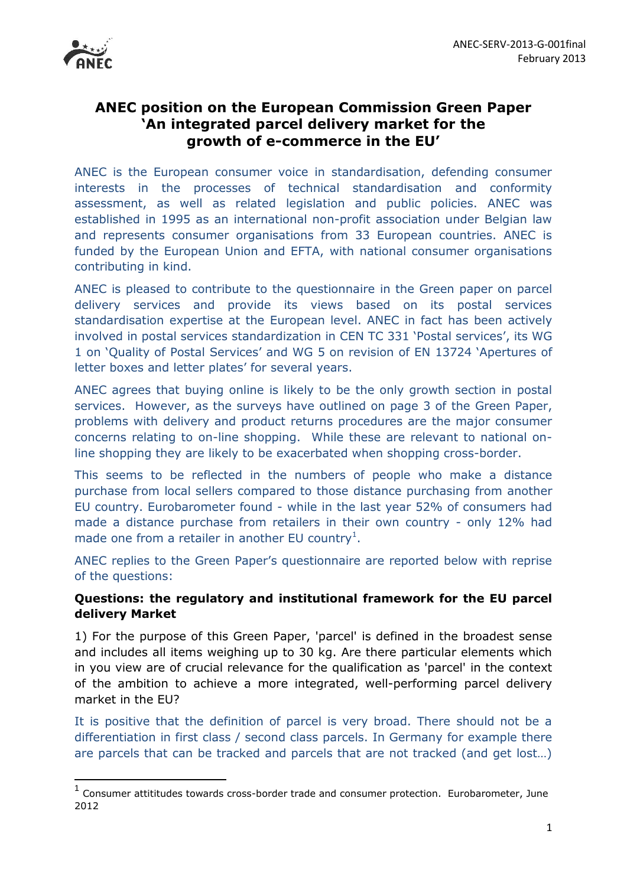ANEC-SERV-2013-G-001final
February 2013

# ANEC position on the European Commission Green Paper 'An integrated parcel delivery market for the growth of e-commerce in the EU'

ANEC is the European consumer voice in standardisation, defending consumer interests in the processes of technical standardisation and conformity assessment, as well as related legislation and public policies. ANEC was established in 1995 as an international non-profit association under Belgian law and represents consumer organisations from 33 European countries. ANEC is funded by the European Union and EFTA, with national consumer organisations contributing in kind.

ANEC is pleased to contribute to the questionnaire in the Green paper on parcel delivery services and provide its views based on its postal services standardisation expertise at the European level. ANEC in fact has been actively involved in postal services standardization in CEN TC 331 'Postal services', its WG 1 on 'Quality of Postal Services' and WG 5 on revision of EN 13724 'Apertures of letter boxes and letter plates' for several years.

ANEC agrees that buying online is likely to be the only growth section in postal services. However, as the surveys have outlined on page 3 of the Green Paper, problems with delivery and product returns procedures are the major consumer concerns relating to on-line shopping. While these are relevant to national on-line shopping they are likely to be exacerbated when shopping cross-border.

This seems to be reflected in the numbers of people who make a distance purchase from local sellers compared to those distance purchasing from another EU country. Eurobarometer found - while in the last year 52% of consumers had made a distance purchase from retailers in their own country - only 12% had made one from a retailer in another EU country[1].

ANEC replies to the Green Paper's questionnaire are reported below with reprise of the questions:

**Questions: the regulatory and institutional framework for the EU parcel delivery Market**

1) For the purpose of this Green Paper, 'parcel' is defined in the broadest sense and includes all items weighing up to 30 kg. Are there particular elements which in you view are of crucial relevance for the qualification as 'parcel' in the context of the ambition to achieve a more integrated, well-performing parcel delivery market in the EU?

It is positive that the definition of parcel is very broad. There should not be a differentiation in first class / second class parcels. In Germany for example there are parcels that can be tracked and parcels that are not tracked (and get lost…)

[1] Consumer attititudes towards cross-border trade and consumer protection. Eurobarometer, June 2012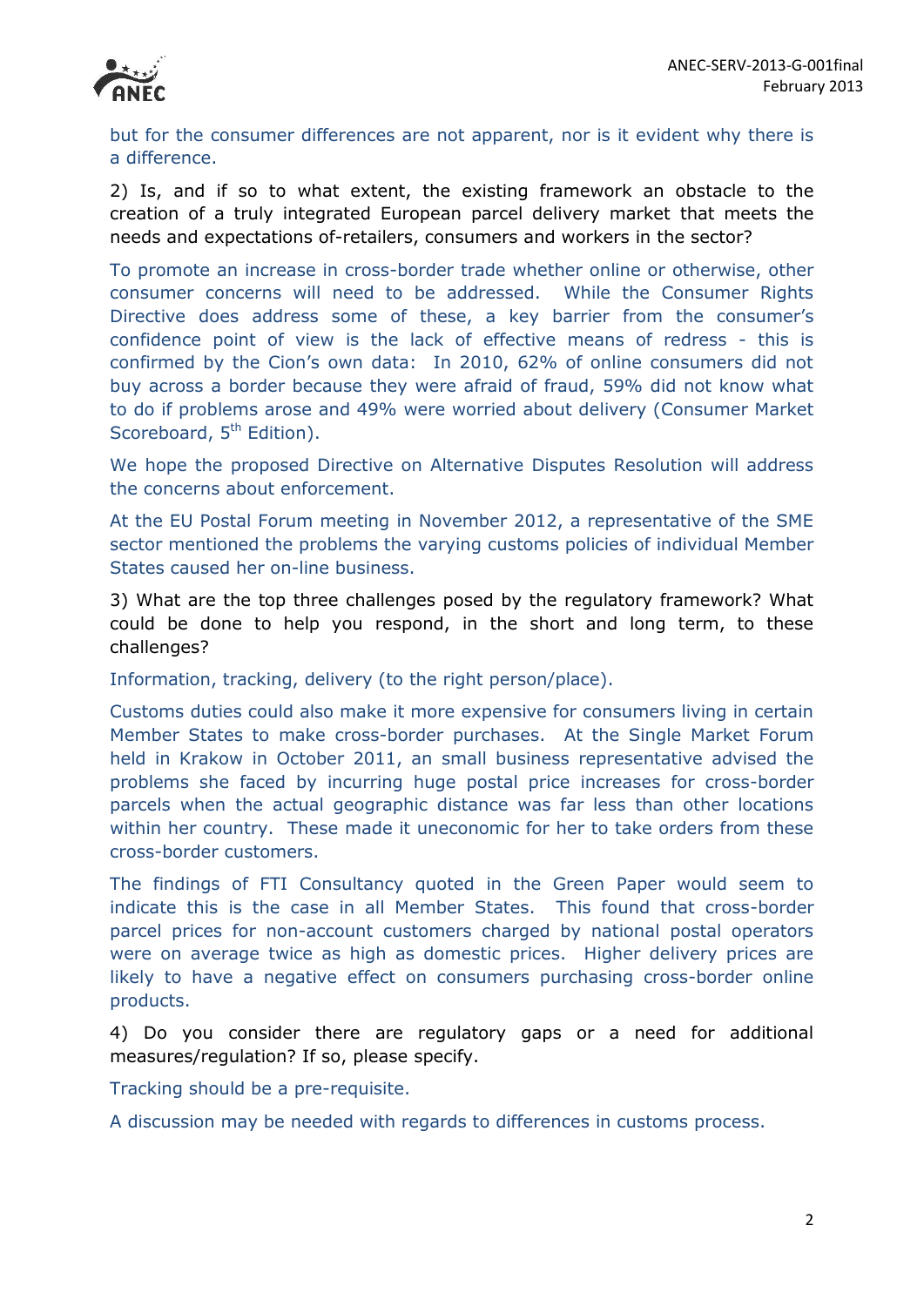but for the consumer differences are not apparent, nor is it evident why there is a difference.

2) Is, and if so to what extent, the existing framework an obstacle to the creation of a truly integrated European parcel delivery market that meets the needs and expectations of-retailers, consumers and workers in the sector?

To promote an increase in cross-border trade whether online or otherwise, other consumer concerns will need to be addressed. While the Consumer Rights Directive does address some of these, a key barrier from the consumer's confidence point of view is the lack of effective means of redress - this is confirmed by the Cion's own data: In 2010, 62% of online consumers did not buy across a border because they were afraid of fraud, 59% did not know what to do if problems arose and 49% were worried about delivery (Consumer Market Scoreboard, 5th Edition).

We hope the proposed Directive on Alternative Disputes Resolution will address the concerns about enforcement.

At the EU Postal Forum meeting in November 2012, a representative of the SME sector mentioned the problems the varying customs policies of individual Member States caused her on-line business.

3) What are the top three challenges posed by the regulatory framework? What could be done to help you respond, in the short and long term, to these challenges?

Information, tracking, delivery (to the right person/place).

Customs duties could also make it more expensive for consumers living in certain Member States to make cross-border purchases. At the Single Market Forum held in Krakow in October 2011, an small business representative advised the problems she faced by incurring huge postal price increases for cross-border parcels when the actual geographic distance was far less than other locations within her country. These made it uneconomic for her to take orders from these cross-border customers.

The findings of FTI Consultancy quoted in the Green Paper would seem to indicate this is the case in all Member States. This found that cross-border parcel prices for non-account customers charged by national postal operators were on average twice as high as domestic prices. Higher delivery prices are likely to have a negative effect on consumers purchasing cross-border online products.

4) Do you consider there are regulatory gaps or a need for additional measures/regulation? If so, please specify.

Tracking should be a pre-requisite.

A discussion may be needed with regards to differences in customs process.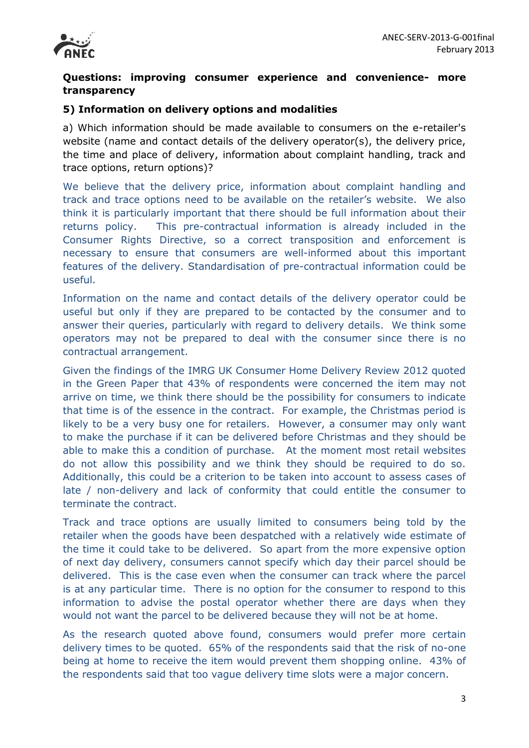**Questions: improving consumer experience and convenience- more transparency**

**5) Information on delivery options and modalities**

a) Which information should be made available to consumers on the e-retailer's website (name and contact details of the delivery operator(s), the delivery price, the time and place of delivery, information about complaint handling, track and trace options, return options)?

We believe that the delivery price, information about complaint handling and track and trace options need to be available on the retailer's website. We also think it is particularly important that there should be full information about their returns policy. This pre-contractual information is already included in the Consumer Rights Directive, so a correct transposition and enforcement is necessary to ensure that consumers are well-informed about this important features of the delivery. Standardisation of pre-contractual information could be useful.

Information on the name and contact details of the delivery operator could be useful but only if they are prepared to be contacted by the consumer and to answer their queries, particularly with regard to delivery details. We think some operators may not be prepared to deal with the consumer since there is no contractual arrangement.

Given the findings of the IMRG UK Consumer Home Delivery Review 2012 quoted in the Green Paper that 43% of respondents were concerned the item may not arrive on time, we think there should be the possibility for consumers to indicate that time is of the essence in the contract. For example, the Christmas period is likely to be a very busy one for retailers. However, a consumer may only want to make the purchase if it can be delivered before Christmas and they should be able to make this a condition of purchase. At the moment most retail websites do not allow this possibility and we think they should be required to do so. Additionally, this could be a criterion to be taken into account to assess cases of late / non-delivery and lack of conformity that could entitle the consumer to terminate the contract.

Track and trace options are usually limited to consumers being told by the retailer when the goods have been despatched with a relatively wide estimate of the time it could take to be delivered. So apart from the more expensive option of next day delivery, consumers cannot specify which day their parcel should be delivered. This is the case even when the consumer can track where the parcel is at any particular time. There is no option for the consumer to respond to this information to advise the postal operator whether there are days when they would not want the parcel to be delivered because they will not be at home.

As the research quoted above found, consumers would prefer more certain delivery times to be quoted. 65% of the respondents said that the risk of no-one being at home to receive the item would prevent them shopping online. 43% of the respondents said that too vague delivery time slots were a major concern.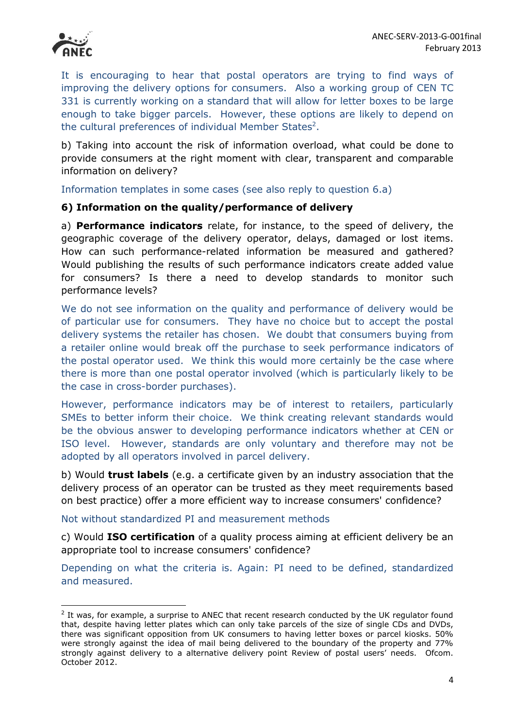It is encouraging to hear that postal operators are trying to find ways of improving the delivery options for consumers. Also a working group of CEN TC 331 is currently working on a standard that will allow for letter boxes to be large enough to take bigger parcels. However, these options are likely to depend on the cultural preferences of individual Member States[2].

b) Taking into account the risk of information overload, what could be done to provide consumers at the right moment with clear, transparent and comparable information on delivery?

Information templates in some cases (see also reply to question 6.a)

**6) Information on the quality/performance of delivery**

a) **Performance indicators** relate, for instance, to the speed of delivery, the geographic coverage of the delivery operator, delays, damaged or lost items. How can such performance-related information be measured and gathered? Would publishing the results of such performance indicators create added value for consumers? Is there a need to develop standards to monitor such performance levels?

We do not see information on the quality and performance of delivery would be of particular use for consumers. They have no choice but to accept the postal delivery systems the retailer has chosen. We doubt that consumers buying from a retailer online would break off the purchase to seek performance indicators of the postal operator used. We think this would more certainly be the case where there is more than one postal operator involved (which is particularly likely to be the case in cross-border purchases).

However, performance indicators may be of interest to retailers, particularly SMEs to better inform their choice. We think creating relevant standards would be the obvious answer to developing performance indicators whether at CEN or ISO level. However, standards are only voluntary and therefore may not be adopted by all operators involved in parcel delivery.

b) Would **trust labels** (e.g. a certificate given by an industry association that the delivery process of an operator can be trusted as they meet requirements based on best practice) offer a more efficient way to increase consumers' confidence?

Not without standardized PI and measurement methods

c) Would **ISO certification** of a quality process aiming at efficient delivery be an appropriate tool to increase consumers' confidence?

Depending on what the criteria is. Again: PI need to be defined, standardized and measured.

---

[2] It was, for example, a surprise to ANEC that recent research conducted by the UK regulator found that, despite having letter plates which can only take parcels of the size of single CDs and DVDs, there was significant opposition from UK consumers to having letter boxes or parcel kiosks. 50% were strongly against the idea of mail being delivered to the boundary of the property and 77% strongly against delivery to a alternative delivery point Review of postal users' needs. Ofcom. October 2012.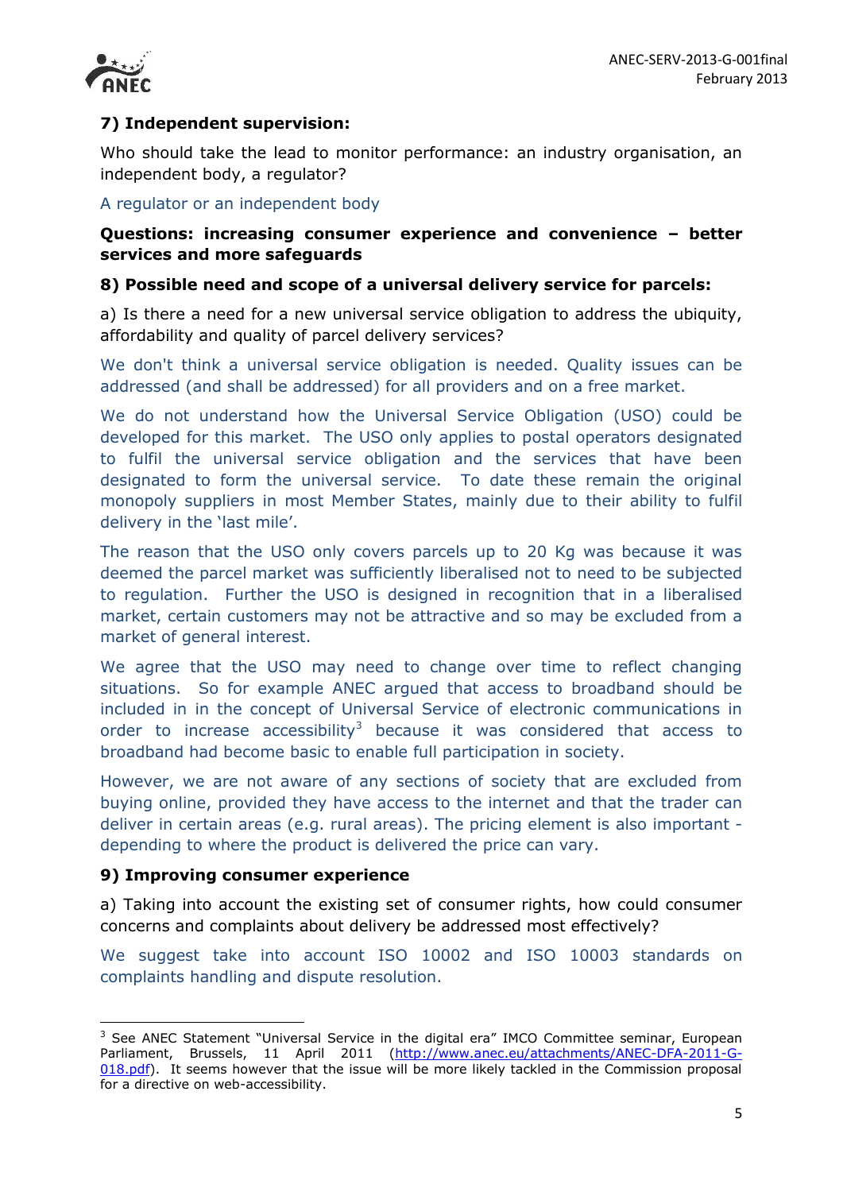**7) Independent supervision:**

Who should take the lead to monitor performance: an industry organisation, an independent body, a regulator?

A regulator or an independent body

**Questions: increasing consumer experience and convenience – better services and more safeguards**

**8) Possible need and scope of a universal delivery service for parcels:**

a) Is there a need for a new universal service obligation to address the ubiquity, affordability and quality of parcel delivery services?

We don't think a universal service obligation is needed. Quality issues can be addressed (and shall be addressed) for all providers and on a free market.

We do not understand how the Universal Service Obligation (USO) could be developed for this market. The USO only applies to postal operators designated to fulfil the universal service obligation and the services that have been designated to form the universal service. To date these remain the original monopoly suppliers in most Member States, mainly due to their ability to fulfil delivery in the 'last mile'.

The reason that the USO only covers parcels up to 20 Kg was because it was deemed the parcel market was sufficiently liberalised not to need to be subjected to regulation. Further the USO is designed in recognition that in a liberalised market, certain customers may not be attractive and so may be excluded from a market of general interest.

We agree that the USO may need to change over time to reflect changing situations. So for example ANEC argued that access to broadband should be included in in the concept of Universal Service of electronic communications in order to increase accessibility[3] because it was considered that access to broadband had become basic to enable full participation in society.

However, we are not aware of any sections of society that are excluded from buying online, provided they have access to the internet and that the trader can deliver in certain areas (e.g. rural areas). The pricing element is also important - depending to where the product is delivered the price can vary.

**9) Improving consumer experience**

a) Taking into account the existing set of consumer rights, how could consumer concerns and complaints about delivery be addressed most effectively?

We suggest take into account ISO 10002 and ISO 10003 standards on complaints handling and dispute resolution.

---

[3] See ANEC Statement "Universal Service in the digital era" IMCO Committee seminar, European Parliament, Brussels, 11 April 2011 (http://www.anec.eu/attachments/ANEC-DFA-2011-G-018.pdf). It seems however that the issue will be more likely tackled in the Commission proposal for a directive on web-accessibility.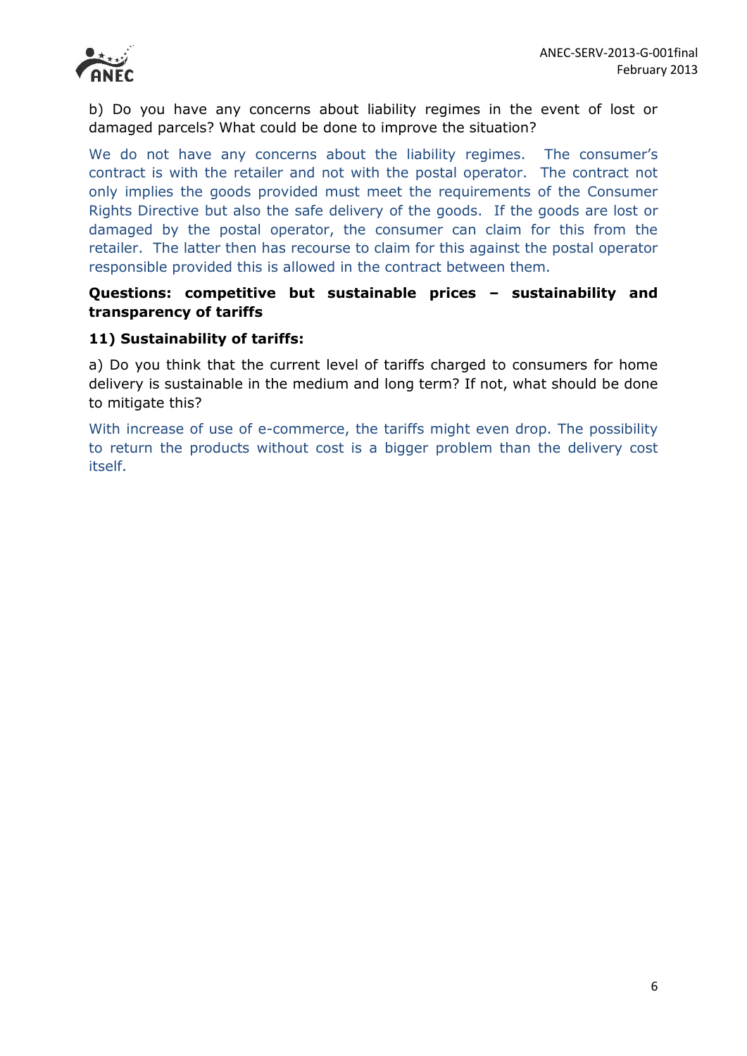b) Do you have any concerns about liability regimes in the event of lost or damaged parcels? What could be done to improve the situation?

We do not have any concerns about the liability regimes. The consumer's contract is with the retailer and not with the postal operator. The contract not only implies the goods provided must meet the requirements of the Consumer Rights Directive but also the safe delivery of the goods. If the goods are lost or damaged by the postal operator, the consumer can claim for this from the retailer. The latter then has recourse to claim for this against the postal operator responsible provided this is allowed in the contract between them.

**Questions: competitive but sustainable prices – sustainability and transparency of tariffs**

**11) Sustainability of tariffs:**

a) Do you think that the current level of tariffs charged to consumers for home delivery is sustainable in the medium and long term? If not, what should be done to mitigate this?

With increase of use of e-commerce, the tariffs might even drop. The possibility to return the products without cost is a bigger problem than the delivery cost itself.